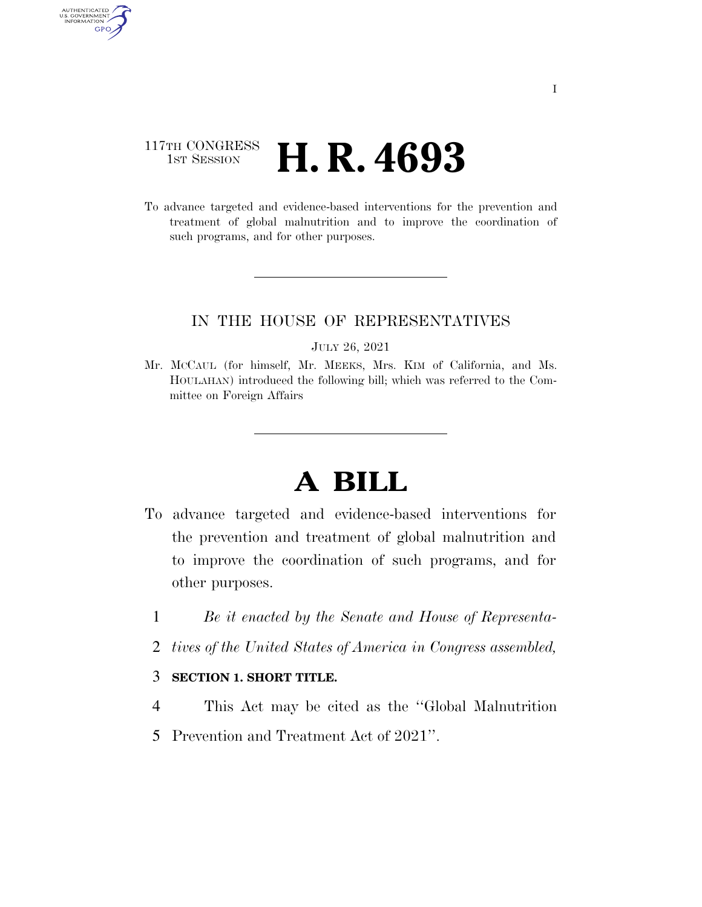117TH CONGRESS
1ST SESSION

# H. R. 4693

To advance targeted and evidence-based interventions for the prevention and treatment of global malnutrition and to improve the coordination of such programs, and for other purposes.

---

IN THE HOUSE OF REPRESENTATIVES

JULY 26, 2021

Mr. MCCAUL (for himself, Mr. MEEKS, Mrs. KIM of California, and Ms. HOULAHAN) introduced the following bill; which was referred to the Committee on Foreign Affairs

---

# A BILL

To advance targeted and evidence-based interventions for the prevention and treatment of global malnutrition and to improve the coordination of such programs, and for other purposes.

1 *Be it enacted by the Senate and House of Representa-*
2 *tives of the United States of America in Congress assembled,*

3 **SECTION 1. SHORT TITLE.**

4 This Act may be cited as the ''Global Malnutrition
5 Prevention and Treatment Act of 2021''.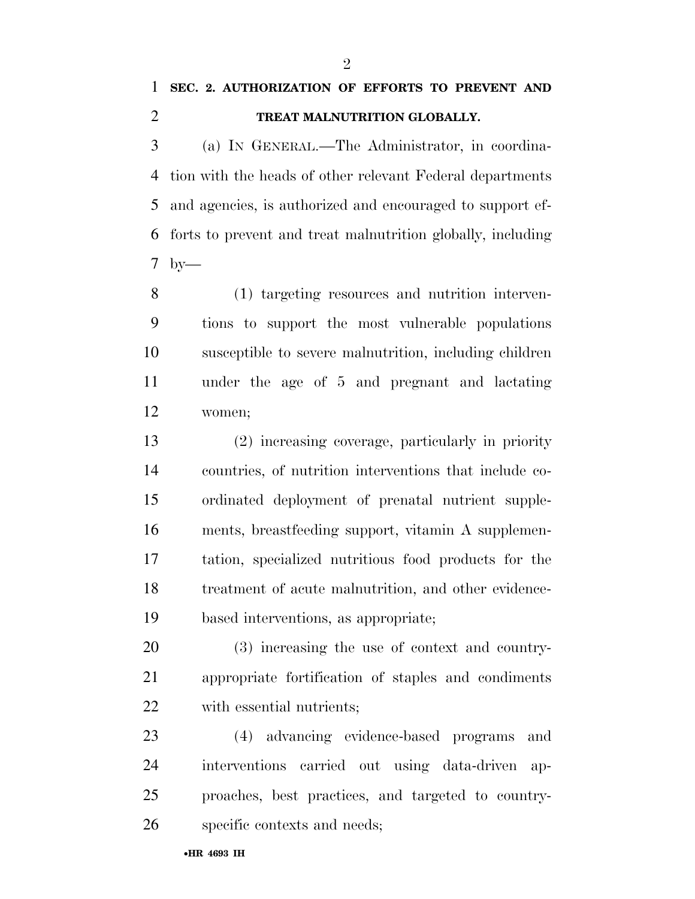**SEC. 2. AUTHORIZATION OF EFFORTS TO PREVENT AND TREAT MALNUTRITION GLOBALLY.**

(a) IN GENERAL.—The Administrator, in coordination with the heads of other relevant Federal departments and agencies, is authorized and encouraged to support efforts to prevent and treat malnutrition globally, including by—

(1) targeting resources and nutrition interventions to support the most vulnerable populations susceptible to severe malnutrition, including children under the age of 5 and pregnant and lactating women;

(2) increasing coverage, particularly in priority countries, of nutrition interventions that include coordinated deployment of prenatal nutrient supplements, breastfeeding support, vitamin A supplementation, specialized nutritious food products for the treatment of acute malnutrition, and other evidence-based interventions, as appropriate;

(3) increasing the use of context and country-appropriate fortification of staples and condiments with essential nutrients;

(4) advancing evidence-based programs and interventions carried out using data-driven approaches, best practices, and targeted to country-specific contexts and needs;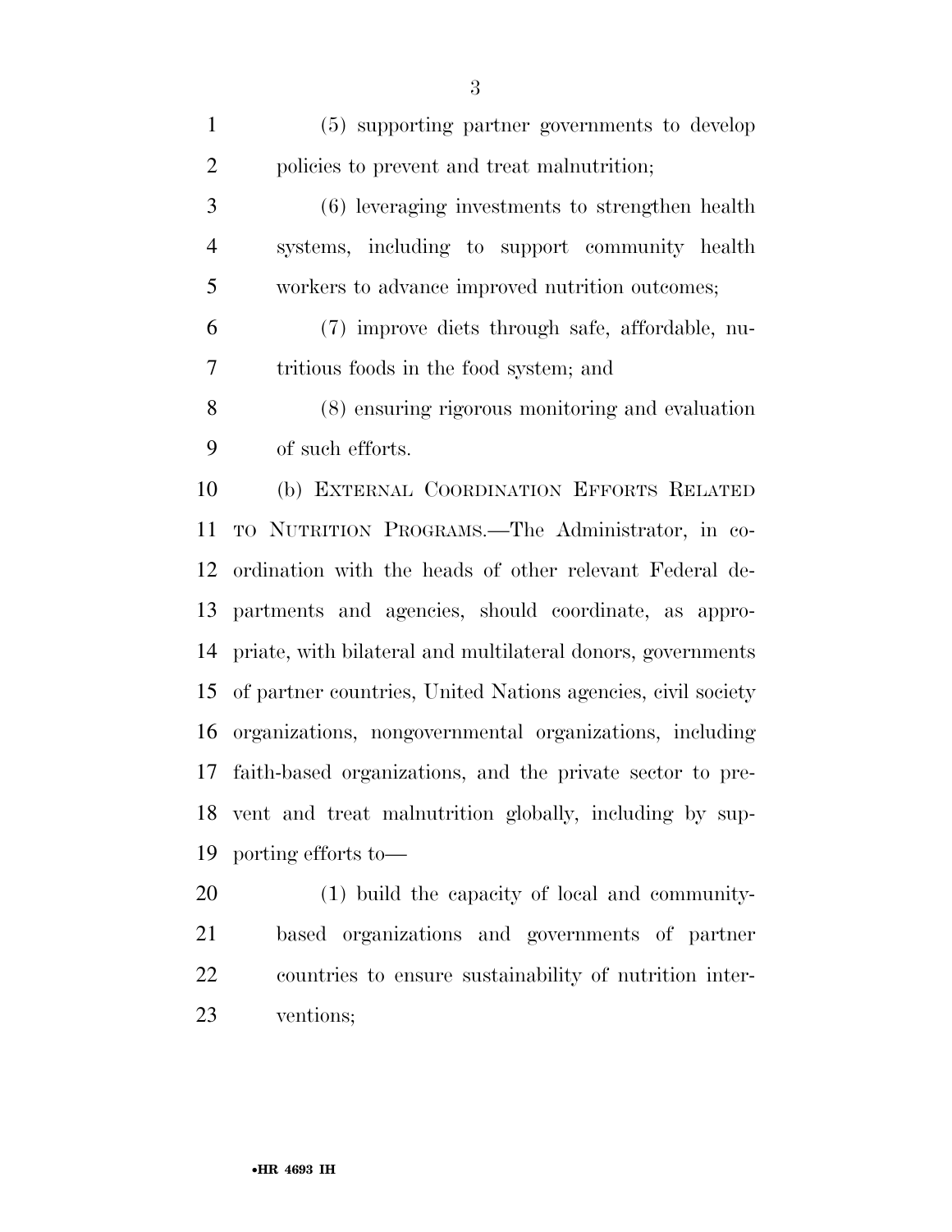(5) supporting partner governments to develop policies to prevent and treat malnutrition;

(6) leveraging investments to strengthen health systems, including to support community health workers to advance improved nutrition outcomes;

(7) improve diets through safe, affordable, nutritious foods in the food system; and

(8) ensuring rigorous monitoring and evaluation of such efforts.

(b) EXTERNAL COORDINATION EFFORTS RELATED TO NUTRITION PROGRAMS.—The Administrator, in coordination with the heads of other relevant Federal departments and agencies, should coordinate, as appropriate, with bilateral and multilateral donors, governments of partner countries, United Nations agencies, civil society organizations, nongovernmental organizations, including faith-based organizations, and the private sector to prevent and treat malnutrition globally, including by supporting efforts to—

(1) build the capacity of local and community-based organizations and governments of partner countries to ensure sustainability of nutrition interventions;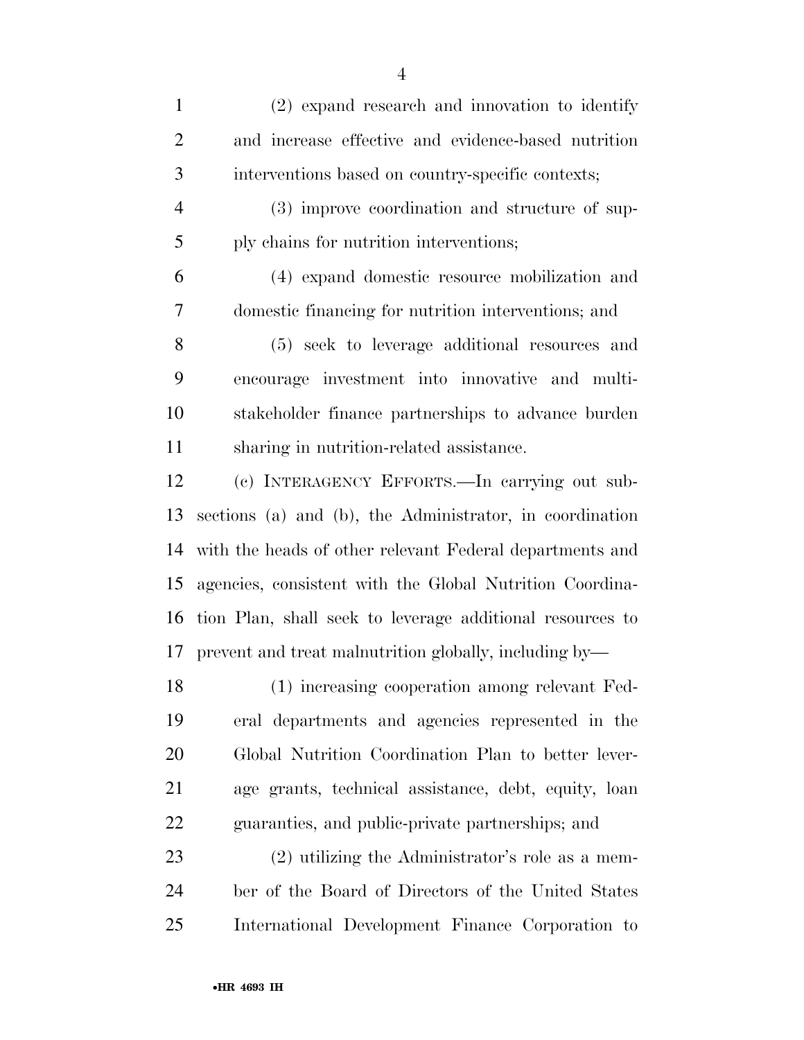(2) expand research and innovation to identify and increase effective and evidence-based nutrition interventions based on country-specific contexts;

(3) improve coordination and structure of supply chains for nutrition interventions;

(4) expand domestic resource mobilization and domestic financing for nutrition interventions; and

(5) seek to leverage additional resources and encourage investment into innovative and multi-stakeholder finance partnerships to advance burden sharing in nutrition-related assistance.

(c) INTERAGENCY EFFORTS.—In carrying out subsections (a) and (b), the Administrator, in coordination with the heads of other relevant Federal departments and agencies, consistent with the Global Nutrition Coordination Plan, shall seek to leverage additional resources to prevent and treat malnutrition globally, including by—

(1) increasing cooperation among relevant Federal departments and agencies represented in the Global Nutrition Coordination Plan to better leverage grants, technical assistance, debt, equity, loan guaranties, and public-private partnerships; and

(2) utilizing the Administrator's role as a member of the Board of Directors of the United States International Development Finance Corporation to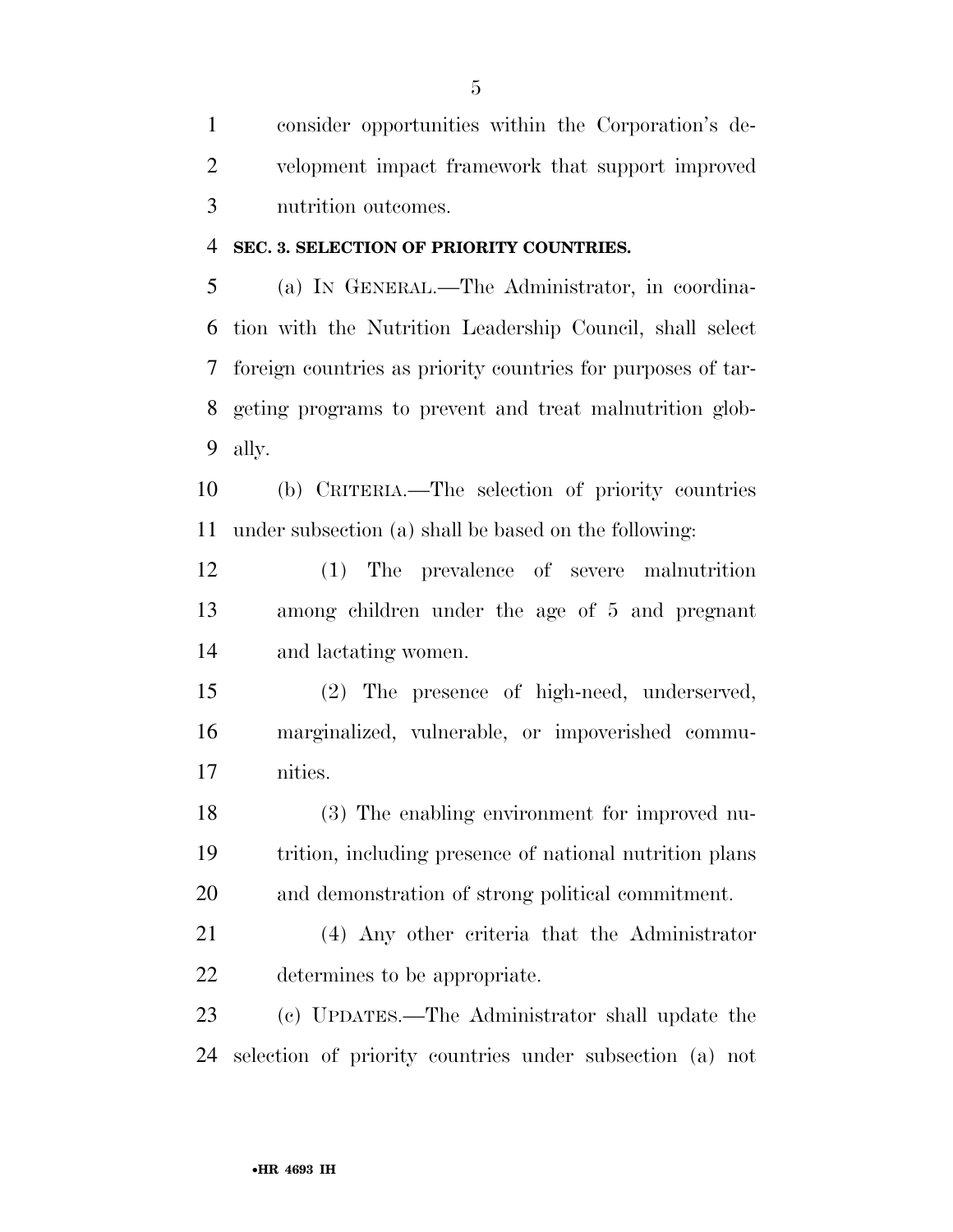consider opportunities within the Corporation's development impact framework that support improved nutrition outcomes.

**SEC. 3. SELECTION OF PRIORITY COUNTRIES.**

(a) IN GENERAL.—The Administrator, in coordination with the Nutrition Leadership Council, shall select foreign countries as priority countries for purposes of targeting programs to prevent and treat malnutrition globally.

(b) CRITERIA.—The selection of priority countries under subsection (a) shall be based on the following:

(1) The prevalence of severe malnutrition among children under the age of 5 and pregnant and lactating women.

(2) The presence of high-need, underserved, marginalized, vulnerable, or impoverished communities.

(3) The enabling environment for improved nutrition, including presence of national nutrition plans and demonstration of strong political commitment.

(4) Any other criteria that the Administrator determines to be appropriate.

(c) UPDATES.—The Administrator shall update the selection of priority countries under subsection (a) not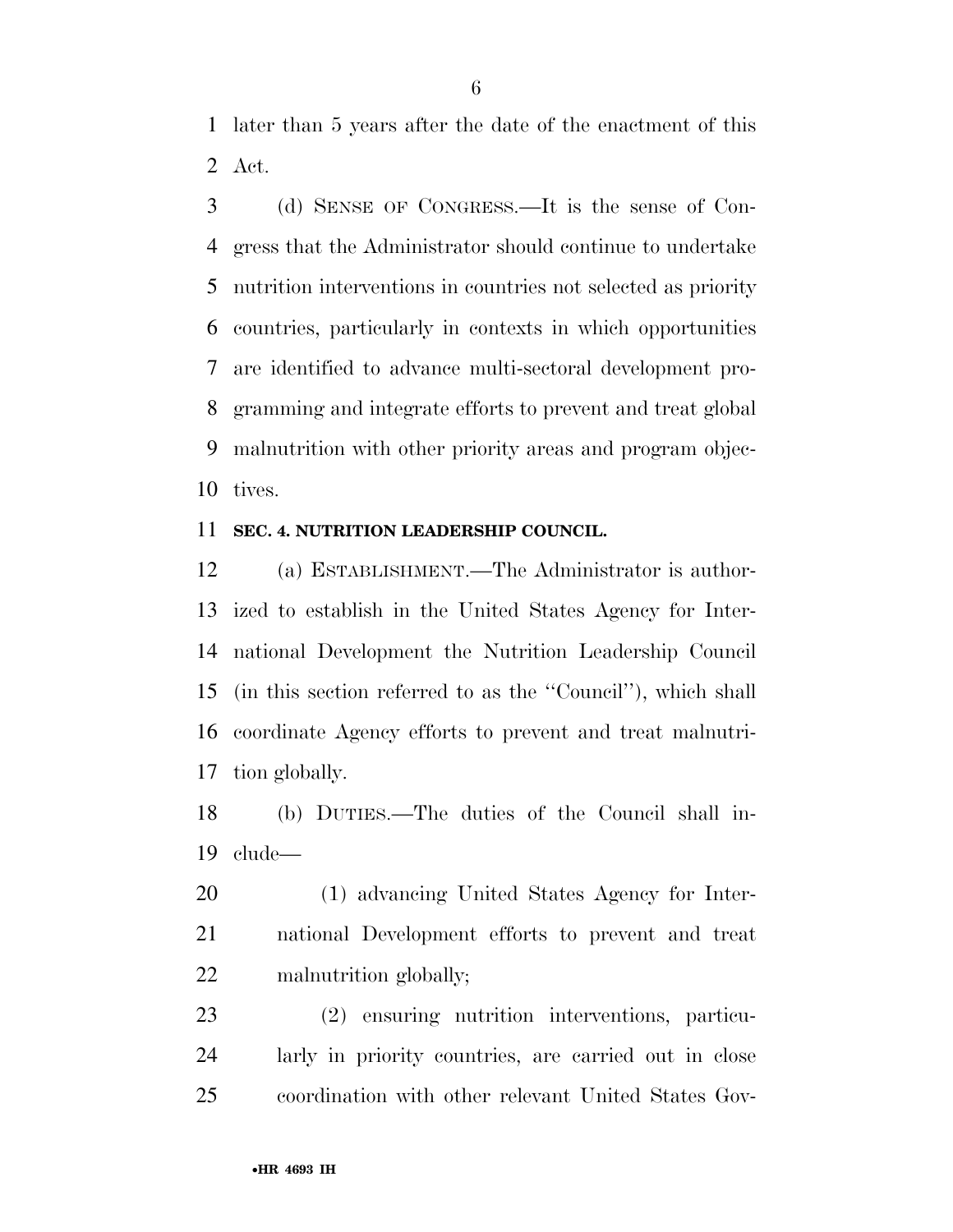later than 5 years after the date of the enactment of this Act.

(d) SENSE OF CONGRESS.—It is the sense of Congress that the Administrator should continue to undertake nutrition interventions in countries not selected as priority countries, particularly in contexts in which opportunities are identified to advance multi-sectoral development programming and integrate efforts to prevent and treat global malnutrition with other priority areas and program objectives.

## SEC. 4. NUTRITION LEADERSHIP COUNCIL.

(a) ESTABLISHMENT.—The Administrator is authorized to establish in the United States Agency for International Development the Nutrition Leadership Council (in this section referred to as the "Council"), which shall coordinate Agency efforts to prevent and treat malnutrition globally.

(b) DUTIES.—The duties of the Council shall include—

(1) advancing United States Agency for International Development efforts to prevent and treat malnutrition globally;

(2) ensuring nutrition interventions, particularly in priority countries, are carried out in close coordination with other relevant United States Gov-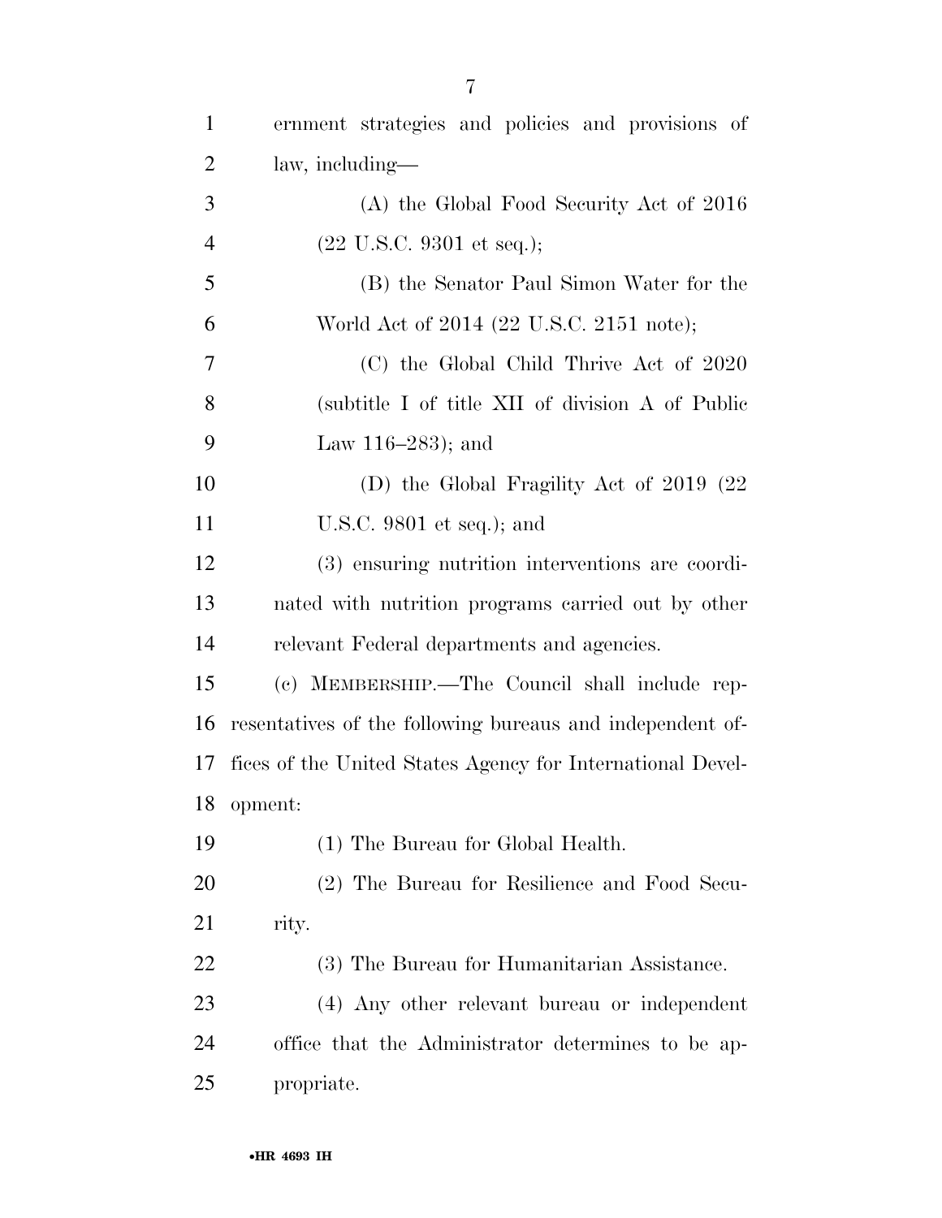ernment strategies and policies and provisions of law, including—

(A) the Global Food Security Act of 2016 (22 U.S.C. 9301 et seq.);

(B) the Senator Paul Simon Water for the World Act of 2014 (22 U.S.C. 2151 note);

(C) the Global Child Thrive Act of 2020 (subtitle I of title XII of division A of Public Law 116–283); and

(D) the Global Fragility Act of 2019 (22 U.S.C. 9801 et seq.); and

(3) ensuring nutrition interventions are coordinated with nutrition programs carried out by other relevant Federal departments and agencies.

(c) MEMBERSHIP.—The Council shall include representatives of the following bureaus and independent offices of the United States Agency for International Development:

(1) The Bureau for Global Health.

(2) The Bureau for Resilience and Food Security.

(3) The Bureau for Humanitarian Assistance.

(4) Any other relevant bureau or independent office that the Administrator determines to be appropriate.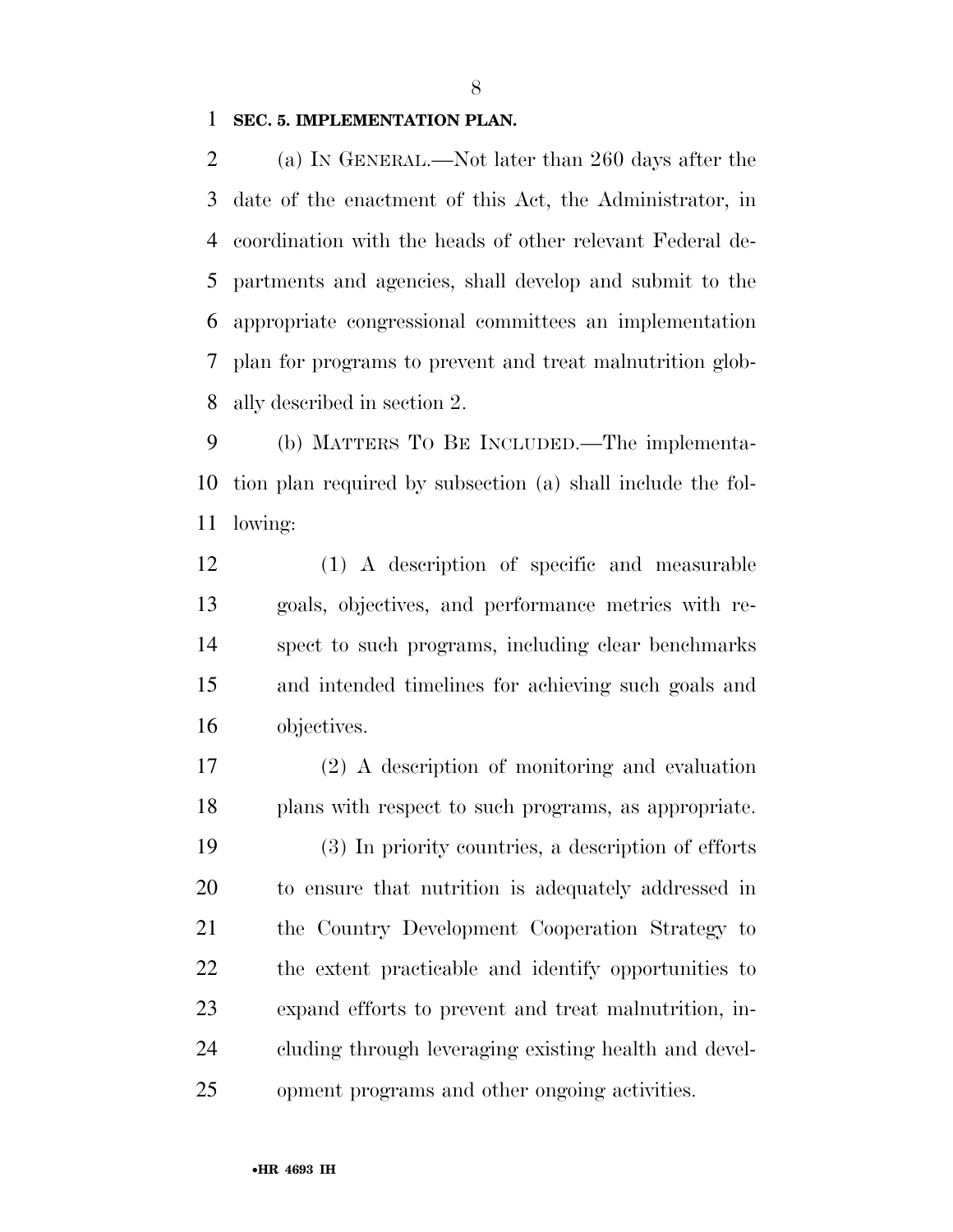**SEC. 5. IMPLEMENTATION PLAN.**

(a) IN GENERAL.—Not later than 260 days after the date of the enactment of this Act, the Administrator, in coordination with the heads of other relevant Federal departments and agencies, shall develop and submit to the appropriate congressional committees an implementation plan for programs to prevent and treat malnutrition globally described in section 2.

(b) MATTERS TO BE INCLUDED.—The implementation plan required by subsection (a) shall include the following:

(1) A description of specific and measurable goals, objectives, and performance metrics with respect to such programs, including clear benchmarks and intended timelines for achieving such goals and objectives.

(2) A description of monitoring and evaluation plans with respect to such programs, as appropriate.

(3) In priority countries, a description of efforts to ensure that nutrition is adequately addressed in the Country Development Cooperation Strategy to the extent practicable and identify opportunities to expand efforts to prevent and treat malnutrition, including through leveraging existing health and development programs and other ongoing activities.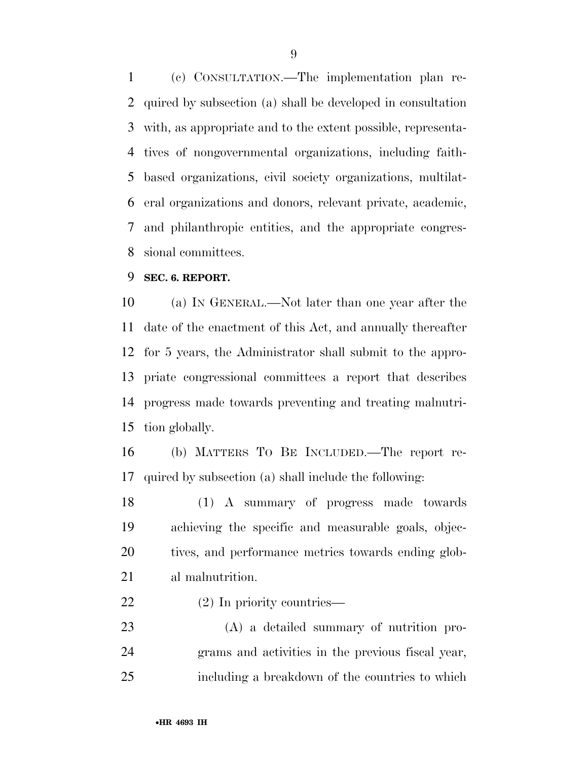(c) CONSULTATION.—The implementation plan required by subsection (a) shall be developed in consultation with, as appropriate and to the extent possible, representatives of nongovernmental organizations, including faith-based organizations, civil society organizations, multilateral organizations and donors, relevant private, academic, and philanthropic entities, and the appropriate congressional committees.

**SEC. 6. REPORT.**

(a) IN GENERAL.—Not later than one year after the date of the enactment of this Act, and annually thereafter for 5 years, the Administrator shall submit to the appropriate congressional committees a report that describes progress made towards preventing and treating malnutrition globally.

(b) MATTERS TO BE INCLUDED.—The report required by subsection (a) shall include the following:

(1) A summary of progress made towards achieving the specific and measurable goals, objectives, and performance metrics towards ending global malnutrition.

(2) In priority countries—

(A) a detailed summary of nutrition programs and activities in the previous fiscal year, including a breakdown of the countries to which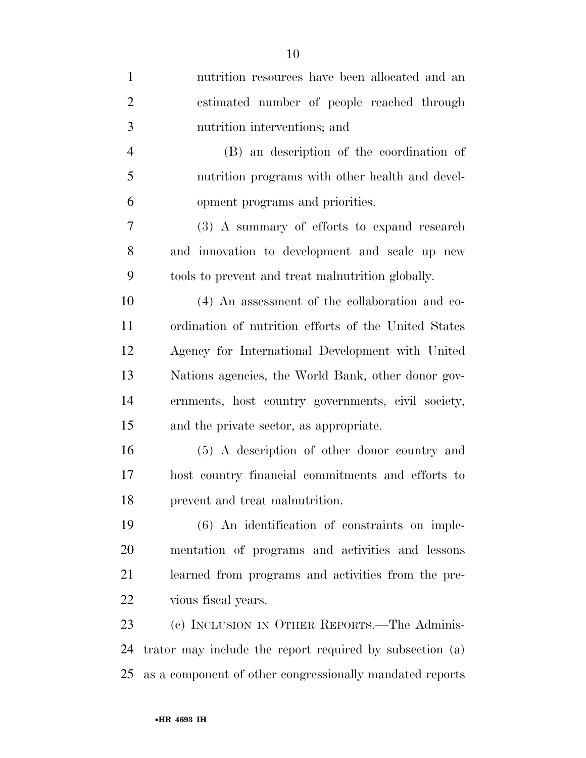nutrition resources have been allocated and an estimated number of people reached through nutrition interventions; and

(B) an description of the coordination of nutrition programs with other health and development programs and priorities.

(3) A summary of efforts to expand research and innovation to development and scale up new tools to prevent and treat malnutrition globally.

(4) An assessment of the collaboration and coordination of nutrition efforts of the United States Agency for International Development with United Nations agencies, the World Bank, other donor governments, host country governments, civil society, and the private sector, as appropriate.

(5) A description of other donor country and host country financial commitments and efforts to prevent and treat malnutrition.

(6) An identification of constraints on implementation of programs and activities and lessons learned from programs and activities from the previous fiscal years.

(c) INCLUSION IN OTHER REPORTS.—The Administrator may include the report required by subsection (a) as a component of other congressionally mandated reports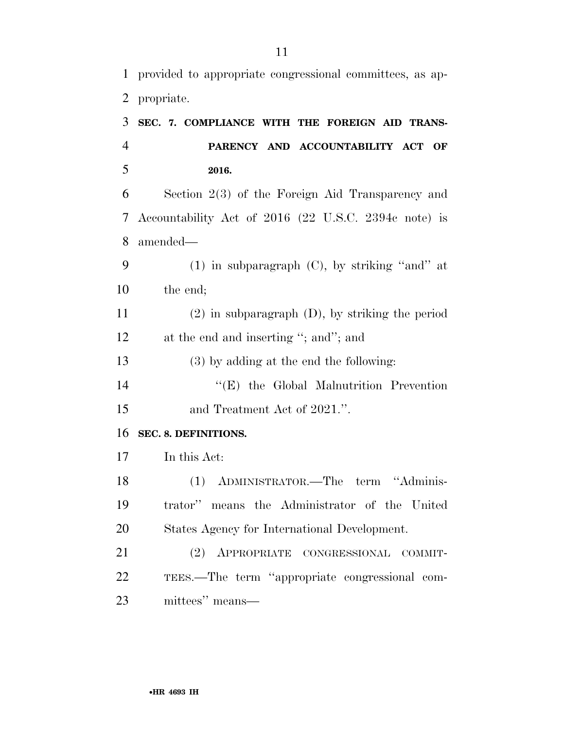provided to appropriate congressional committees, as appropriate.

### SEC. 7. COMPLIANCE WITH THE FOREIGN AID TRANSPARENCY AND ACCOUNTABILITY ACT OF 2016.

Section 2(3) of the Foreign Aid Transparency and Accountability Act of 2016 (22 U.S.C. 2394c note) is amended—

(1) in subparagraph (C), by striking "and" at the end;

(2) in subparagraph (D), by striking the period at the end and inserting "; and"; and

(3) by adding at the end the following:

"(E) the Global Malnutrition Prevention and Treatment Act of 2021.".

### SEC. 8. DEFINITIONS.

In this Act:

(1) ADMINISTRATOR.—The term "Administrator" means the Administrator of the United States Agency for International Development.

(2) APPROPRIATE CONGRESSIONAL COMMITTEES.—The term "appropriate congressional committees" means—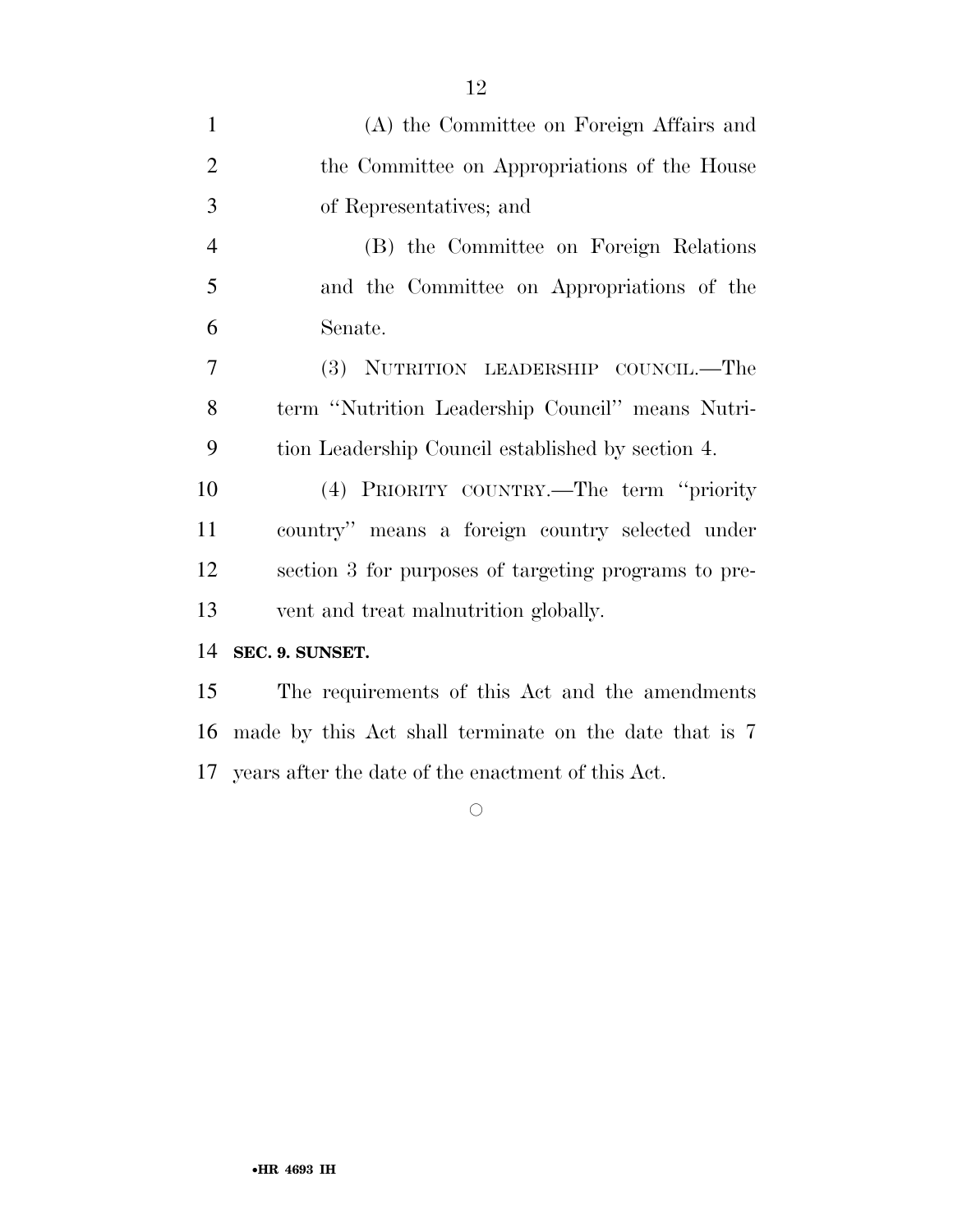(A) the Committee on Foreign Affairs and the Committee on Appropriations of the House of Representatives; and

(B) the Committee on Foreign Relations and the Committee on Appropriations of the Senate.

(3) NUTRITION LEADERSHIP COUNCIL.—The term ''Nutrition Leadership Council'' means Nutrition Leadership Council established by section 4.

(4) PRIORITY COUNTRY.—The term ''priority country'' means a foreign country selected under section 3 for purposes of targeting programs to prevent and treat malnutrition globally.

**SEC. 9. SUNSET.**

The requirements of this Act and the amendments made by this Act shall terminate on the date that is 7 years after the date of the enactment of this Act.

○